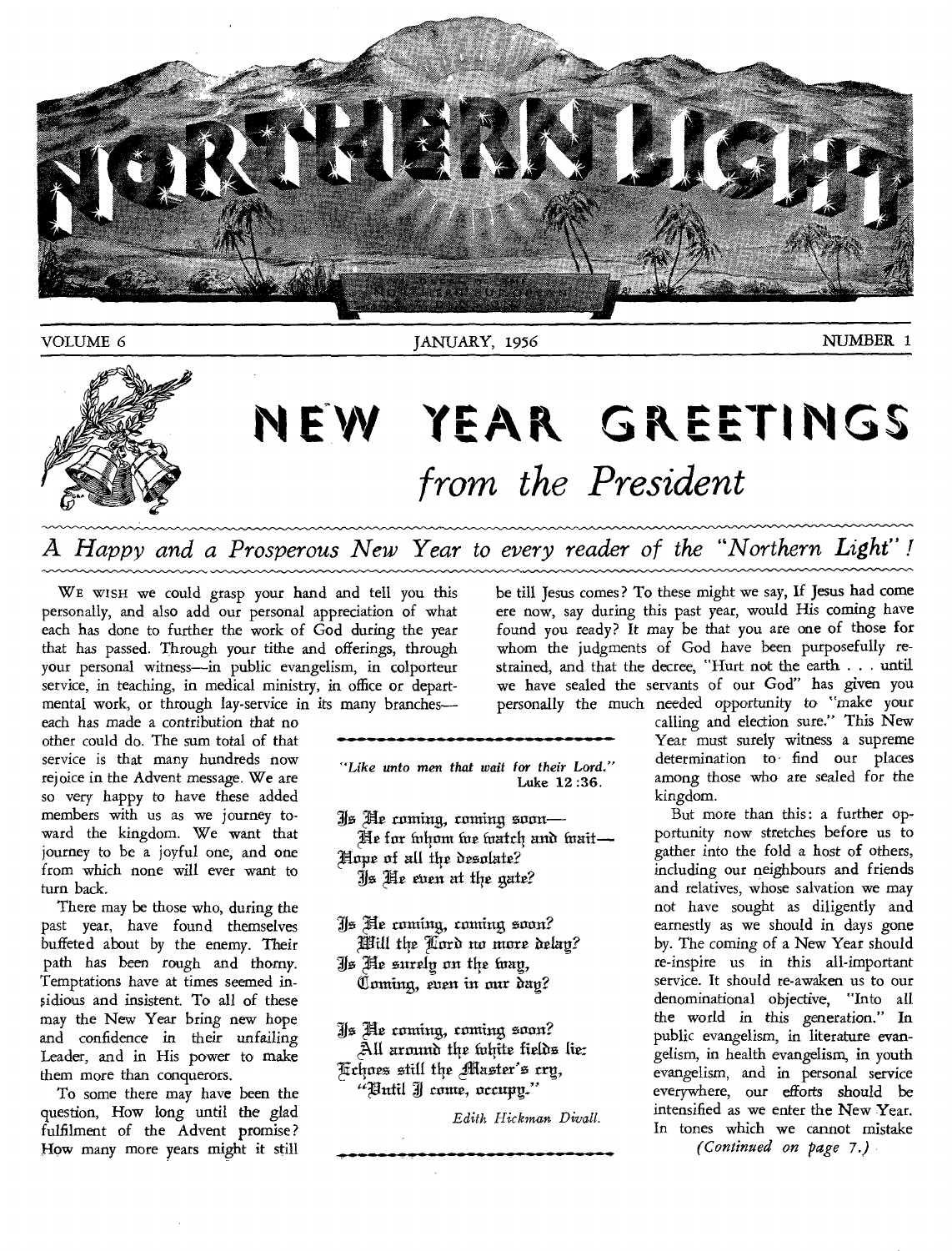# NORTHERN LIGHT

VOLUME 6 — JANUARY, 1956 — NUMBER 1

# NEW YEAR GREETINGS

## *from the President*

### *A Happy and a Prosperous New Year to every reader of the "Northern Light"!*

WE WISH we could grasp your hand and tell you this personally, and also add our personal appreciation of what each has done to further the work of God during the year that has passed. Through your tithe and offerings, through your personal witness—in public evangelism, in colporteur service, in teaching, in medical ministry, in office or departmental work, or through lay-service in its many branches—each has made a contribution that no other could do. The sum total of that service is that many hundreds now rejoice in the Advent message. We are so very happy to have these added members with us as we journey toward the kingdom. We want that journey to be a joyful one, and one from which none will ever want to turn back.

There may be those who, during the past year, have found themselves buffeted about by the enemy. Their path has been rough and thorny. Temptations have at times seemed insidious and insistent. To all of these may the New Year bring new hope and confidence in their unfailing Leader, and in His power to make them more than conquerors.

To some there may have been the question, How long until the glad fulfilment of the Advent promise? How many more years might it still be till Jesus comes? To these might we say, If Jesus had come ere now, say during this past year, would His coming have found you ready? It may be that you are one of those for whom the judgments of God have been purposefully restrained, and that the decree, "Hurt not the earth . . . until we have sealed the servants of our God" has given you personally the much needed opportunity to "make your calling and election sure." This New Year must surely witness a supreme determination to find our places among those who are sealed for the kingdom.

But more than this: a further opportunity now stretches before us to gather into the fold a host of others, including our neighbours and friends and relatives, whose salvation we may not have sought as diligently and earnestly as we should in days gone by. The coming of a New Year should re-inspire us in this all-important service. It should re-awaken us to our denominational objective, "Into all the world in this generation." In public evangelism, in literature evangelism, in health evangelism, in youth evangelism, and in personal service everywhere, our efforts should be intensified as we enter the New Year. In tones which we cannot mistake

*(Continued on page 7.)*

---

*"Like unto men that wait for their Lord."*
Luke 12:36.

Is He coming, coming soon—
He for whom we watch and wait—
Hope of all the desolate?
Is He even at the gate?

Is He coming, coming soon?
Will the Lord no more delay?
Is He surely on the way,
Coming, even in our day?

Is He coming, coming soon?
All around the white fields lie:
Echoes still the Master's cry,
"Until I come, occupy."

*Edith Hickman Divall.*

---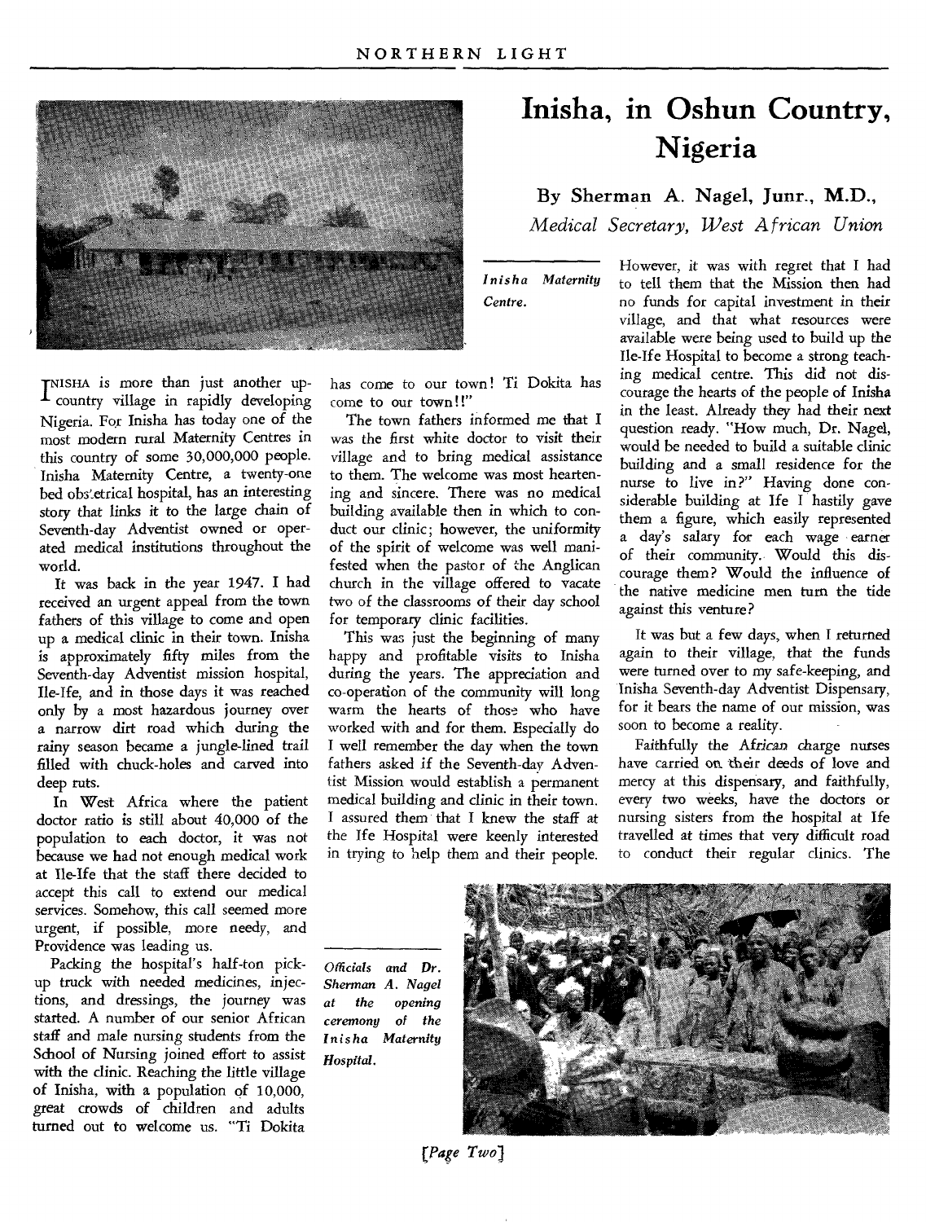# Inisha, in Oshun Country, Nigeria

**By Sherman A. Nagel, Junr., M.D.,**
*Medical Secretary, West African Union*

*Inisha Maternity Centre.*

INISHA is more than just another up-country village in rapidly developing Nigeria. For Inisha has today one of the most modern rural Maternity Centres in this country of some 30,000,000 people. Inisha Maternity Centre, a twenty-one bed obstetrical hospital, has an interesting story that links it to the large chain of Seventh-day Adventist owned or operated medical institutions throughout the world.

It was back in the year 1947. I had received an urgent appeal from the town fathers of this village to come and open up a medical clinic in their town. Inisha is approximately fifty miles from the Seventh-day Adventist mission hospital, Ile-Ife, and in those days it was reached only by a most hazardous journey over a narrow dirt road which during the rainy season became a jungle-lined trail filled with chuck-holes and carved into deep ruts.

In West Africa where the patient doctor ratio is still about 40,000 of the population to each doctor, it was not because we had not enough medical work at Ile-Ife that the staff there decided to accept this call to extend our medical services. Somehow, this call seemed more urgent, if possible, more needy, and Providence was leading us.

Packing the hospital's half-ton pick-up truck with needed medicines, injections, and dressings, the journey was started. A number of our senior African staff and male nursing students from the School of Nursing joined effort to assist with the clinic. Reaching the little village of Inisha, with a population of 10,000, great crowds of children and adults turned out to welcome us. "Ti Dokita has come to our town! Ti Dokita has come to our town!!"

The town fathers informed me that I was the first white doctor to visit their village and to bring medical assistance to them. The welcome was most heartening and sincere. There was no medical building available then in which to conduct our clinic; however, the uniformity of the spirit of welcome was well manifested when the pastor of the Anglican church in the village offered to vacate two of the classrooms of their day school for temporary clinic facilities.

This was just the beginning of many happy and profitable visits to Inisha during the years. The appreciation and co-operation of the community will long warm the hearts of those who have worked with and for them. Especially do I well remember the day when the town fathers asked if the Seventh-day Adventist Mission would establish a permanent medical building and clinic in their town. I assured them that I knew the staff at the Ife Hospital were keenly interested in trying to help them and their people. However, it was with regret that I had to tell them that the Mission then had no funds for capital investment in their village, and that what resources were available were being used to build up the Ile-Ife Hospital to become a strong teaching medical centre. This did not discourage the hearts of the people of Inisha in the least. Already they had their next question ready. "How much, Dr. Nagel, would be needed to build a suitable clinic building and a small residence for the nurse to live in?" Having done considerable building at Ife I hastily gave them a figure, which easily represented a day's salary for each wage earner of their community. Would this discourage them? Would the influence of the native medicine men turn the tide against this venture?

It was but a few days, when I returned again to their village, that the funds were turned over to my safe-keeping, and Inisha Seventh-day Adventist Dispensary, for it bears the name of our mission, was soon to become a reality.

Faithfully the African charge nurses have carried on their deeds of love and mercy at this dispensary, and faithfully, every two weeks, have the doctors or nursing sisters from the hospital at Ife travelled at times that very difficult road to conduct their regular clinics. The

*Officials and Dr. Sherman A. Nagel at the opening ceremony of the Inisha Maternity Hospital.*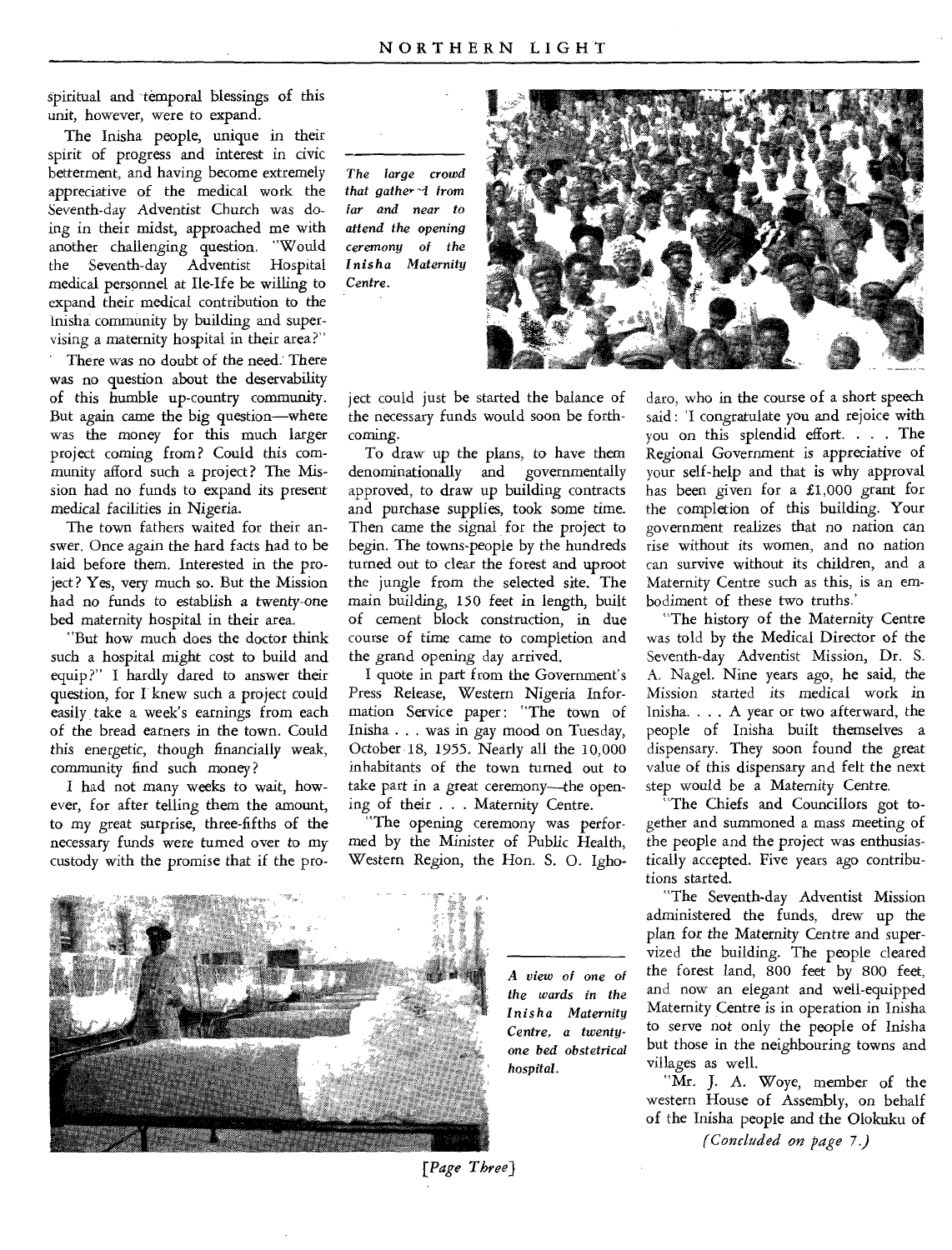spiritual and temporal blessings of this unit, however, were to expand.

The Inisha people, unique in their spirit of progress and interest in civic betterment, and having become extremely appreciative of the medical work the Seventh-day Adventist Church was doing in their midst, approached me with another challenging question. "Would the Seventh-day Adventist Hospital medical personnel at Ile-Ife be willing to expand their medical contribution to the Inisha community by building and supervising a maternity hospital in their area?"

There was no doubt of the need. There was no question about the deservability of this humble up-country community. But again came the big question—where was the money for this much larger project coming from? Could this community afford such a project? The Mission had no funds to expand its present medical facilities in Nigeria.

The town fathers waited for their answer. Once again the hard facts had to be laid before them. Interested in the project? Yes, very much so. But the Mission had no funds to establish a twenty-one bed maternity hospital in their area.

"But how much does the doctor think such a hospital might cost to build and equip?" I hardly dared to answer their question, for I knew such a project could easily take a week's earnings from each of the bread earners in the town. Could this energetic, though financially weak, community find such money?

I had not many weeks to wait, however, for after telling them the amount, to my great surprise, three-fifths of the necessary funds were turned over to my custody with the promise that if the project could just be started the balance of the necessary funds would soon be forthcoming.

*The large crowd that gathered from far and near to attend the opening ceremony of the Inisha Maternity Centre.*

To draw up the plans, to have them denominationally and governmentally approved, to draw up building contracts and purchase supplies, took some time. Then came the signal for the project to begin. The towns-people by the hundreds turned out to clear the forest and uproot the jungle from the selected site. The main building, 150 feet in length, built of cement block construction, in due course of time came to completion and the grand opening day arrived.

I quote in part from the Government's Press Release, Western Nigeria Information Service paper: "The town of Inisha . . . was in gay mood on Tuesday, October 18, 1955. Nearly all the 10,000 inhabitants of the town turned out to take part in a great ceremony—the opening of their . . . Maternity Centre.

"The opening ceremony was performed by the Minister of Public Health, Western Region, the Hon. S. O. Ighodaro, who in the course of a short speech said: 'I congratulate you and rejoice with you on this splendid effort. . . . The Regional Government is appreciative of your self-help and that is why approval has been given for a £1,000 grant for the completion of this building. Your government realizes that no nation can rise without its women, and no nation can survive without its children, and a Maternity Centre such as this, is an embodiment of these two truths.'

"The history of the Maternity Centre was told by the Medical Director of the Seventh-day Adventist Mission, Dr. S. A. Nagel. Nine years ago, he said, the Mission started its medical work in Inisha. . . . A year or two afterward, the people of Inisha built themselves a dispensary. They soon found the great value of this dispensary and felt the next step would be a Maternity Centre.

"The Chiefs and Councillors got together and summoned a mass meeting of the people and the project was enthusiastically accepted. Five years ago contributions started.

"The Seventh-day Adventist Mission administered the funds, drew up the plan for the Maternity Centre and supervized the building. The people cleared the forest land, 800 feet by 800 feet, and now an elegant and well-equipped Maternity Centre is in operation in Inisha to serve not only the people of Inisha but those in the neighbouring towns and villages as well.

"Mr. J. A. Woye, member of the western House of Assembly, on behalf of the Inisha people and the Olokuku of

*(Concluded on page 7.)*

*A view of one of the wards in the Inisha Maternity Centre, a twenty-one bed obstetrical hospital.*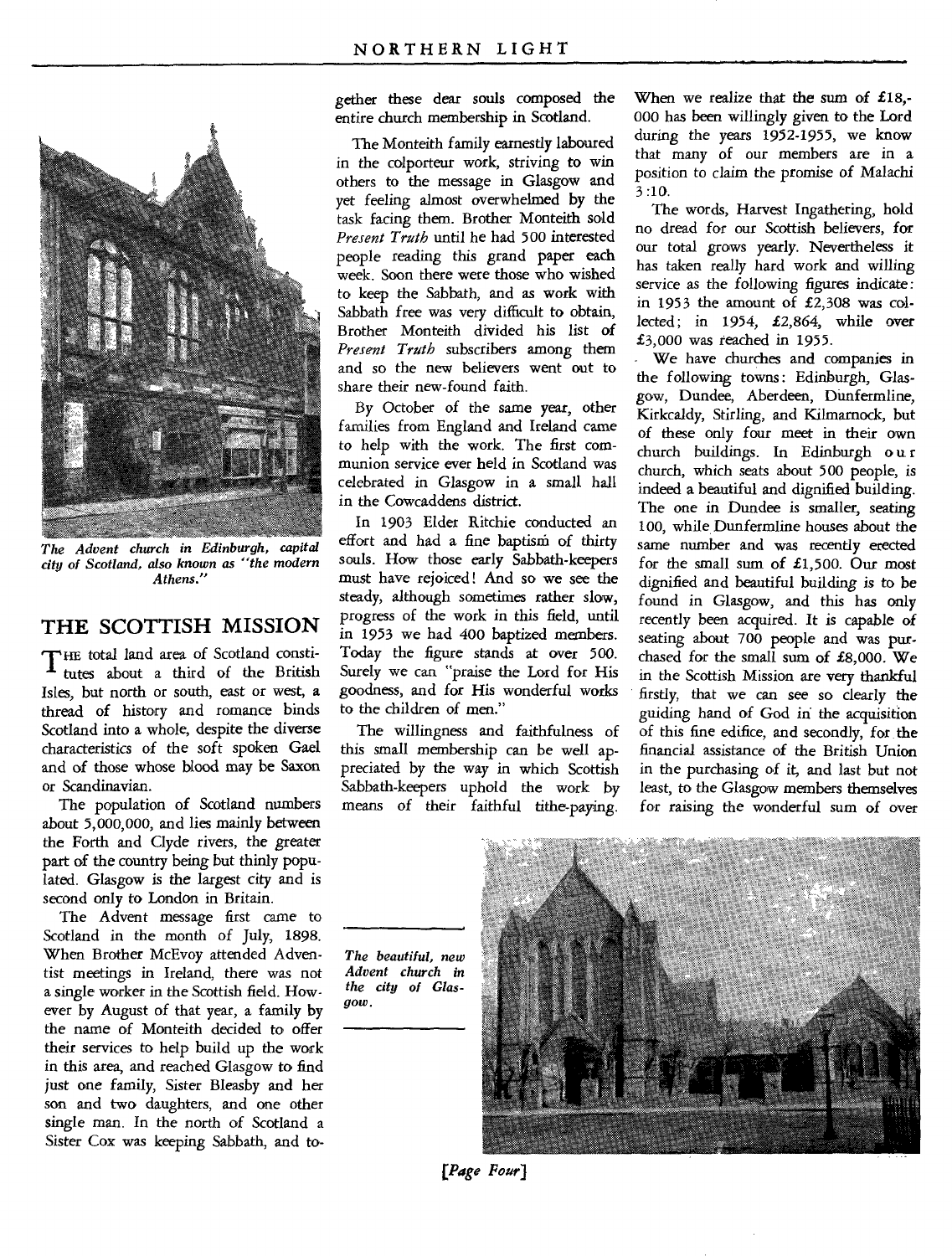*The Advent church in Edinburgh, capital city of Scotland, also known as "the modern Athens."*

## THE SCOTTISH MISSION

THE total land area of Scotland constitutes about a third of the British Isles, but north or south, east or west, a thread of history and romance binds Scotland into a whole, despite the diverse characteristics of the soft spoken Gael and of those whose blood may be Saxon or Scandinavian.

The population of Scotland numbers about 5,000,000, and lies mainly between the Forth and Clyde rivers, the greater part of the country being but thinly populated. Glasgow is the largest city and is second only to London in Britain.

The Advent message first came to Scotland in the month of July, 1898. When Brother McEvoy attended Adventist meetings in Ireland, there was not a single worker in the Scottish field. However by August of that year, a family by the name of Monteith decided to offer their services to help build up the work in this area, and reached Glasgow to find just one family, Sister Bleasby and her son and two daughters, and one other single man. In the north of Scotland a Sister Cox was keeping Sabbath, and together these dear souls composed the entire church membership in Scotland.

The Monteith family earnestly laboured in the colporteur work, striving to win others to the message in Glasgow and yet feeling almost overwhelmed by the task facing them. Brother Monteith sold *Present Truth* until he had 500 interested people reading this grand paper each week. Soon there were those who wished to keep the Sabbath, and as work with Sabbath free was very difficult to obtain, Brother Monteith divided his list of *Present Truth* subscribers among them and so the new believers went out to share their new-found faith.

By October of the same year, other families from England and Ireland came to help with the work. The first communion service ever held in Scotland was celebrated in Glasgow in a small hall in the Cowcaddens district.

In 1903 Elder Ritchie conducted an effort and had a fine baptism of thirty souls. How those early Sabbath-keepers must have rejoiced! And so we see the steady, although sometimes rather slow, progress of the work in this field, until in 1953 we had 400 baptized members. Today the figure stands at over 500. Surely we can "praise the Lord for His goodness, and for His wonderful works to the children of men."

The willingness and faithfulness of this small membership can be well appreciated by the way in which Scottish Sabbath-keepers uphold the work by means of their faithful tithe-paying. When we realize that the sum of £18,000 has been willingly given to the Lord during the years 1952-1955, we know that many of our members are in a position to claim the promise of Malachi 3:10.

The words, Harvest Ingathering, hold no dread for our Scottish believers, for our total grows yearly. Nevertheless it has taken really hard work and willing service as the following figures indicate: in 1953 the amount of £2,308 was collected; in 1954, £2,864, while over £3,000 was reached in 1955.

We have churches and companies in the following towns: Edinburgh, Glasgow, Dundee, Aberdeen, Dunfermline, Kirkcaldy, Stirling, and Kilmarnock, but of these only four meet in their own church buildings. In Edinburgh our church, which seats about 500 people, is indeed a beautiful and dignified building. The one in Dundee is smaller, seating 100, while Dunfermline houses about the same number and was recently erected for the small sum of £1,500. Our most dignified and beautiful building is to be found in Glasgow, and this has only recently been acquired. It is capable of seating about 700 people and was purchased for the small sum of £8,000. We in the Scottish Mission are very thankful firstly, that we can see so clearly the guiding hand of God in the acquisition of this fine edifice, and secondly, for the financial assistance of the British Union in the purchasing of it, and last but not least, to the Glasgow members themselves for raising the wonderful sum of over

*The beautiful, new Advent church in the city of Glasgow.*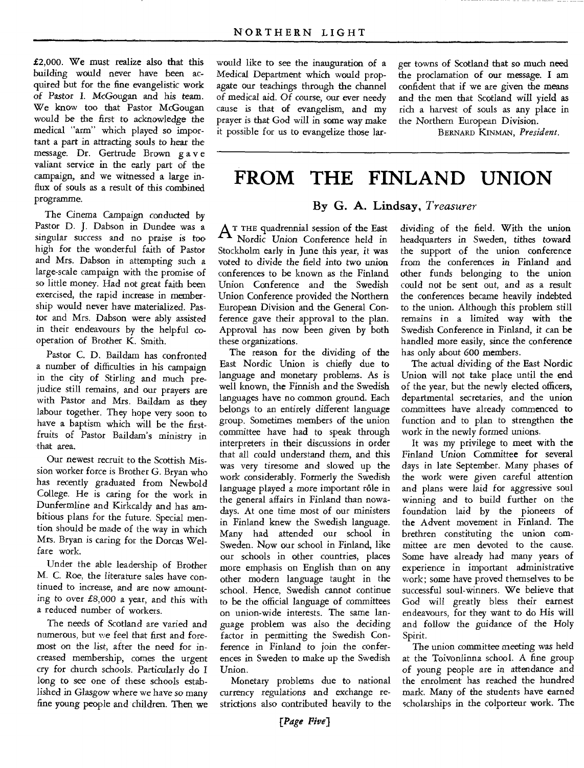£2,000. We must realize also that this building would never have been acquired but for the fine evangelistic work of Pastor I. McGougan and his team. We know too that Pastor McGougan would be the first to acknowledge the medical "arm" which played so important a part in attracting souls to hear the message. Dr. Gertrude Brown gave valiant service in the early part of the campaign, and we witnessed a large influx of souls as a result of this combined programme.

The Cinema Campaign conducted by Pastor D. J. Dabson in Dundee was a singular success and no praise is too high for the wonderful faith of Pastor and Mrs. Dabson in attempting such a large-scale campaign with the promise of so little money. Had not great faith been exercised, the rapid increase in membership would never have materialized. Pastor and Mrs. Dabson were ably assisted in their endeavours by the helpful cooperation of Brother K. Smith.

Pastor C. D. Baildam has confronted a number of difficulties in his campaign in the city of Stirling and much prejudice still remains, and our prayers are with Pastor and Mrs. Baildam as they labour together. They hope very soon to have a baptism which will be the first-fruits of Pastor Baildam's ministry in that area.

Our newest recruit to the Scottish Mission worker force is Brother G. Bryan who has recently graduated from Newbold College. He is caring for the work in Dunfermline and Kirkcaldy and has ambitious plans for the future. Special mention should be made of the way in which Mrs. Bryan is caring for the Dorcas Welfare work.

Under the able leadership of Brother M. C. Roe, the literature sales have continued to increase, and are now amounting to over £8,000 a year, and this with a reduced number of workers.

The needs of Scotland are varied and numerous, but we feel that first and foremost on the list, after the need for increased membership, comes the urgent cry for church schools. Particularly do I long to see one of these schools established in Glasgow where we have so many fine young people and children. Then we would like to see the inauguration of a Medical Department which would propagate our teachings through the channel of medical aid. Of course, our ever needy cause is that of evangelism, and my prayer is that God will in some way make it possible for us to evangelize those larger towns of Scotland that so much need the proclamation of our message. I am confident that if we are given the means and the men that Scotland will yield as rich a harvest of souls as any place in the Northern European Division.

Bernard Kinman, *President.*

# FROM THE FINLAND UNION

## By G. A. Lindsay, *Treasurer*

At the quadrennial session of the East Nordic Union Conference held in Stockholm early in June this year, it was voted to divide the field into two union conferences to be known as the Finland Union Conference and the Swedish Union Conference provided the Northern European Division and the General Conference gave their approval to the plan. Approval has now been given by both these organizations.

The reason for the dividing of the East Nordic Union is chiefly due to language and monetary problems. As is well known, the Finnish and the Swedish languages have no common ground. Each belongs to an entirely different language group. Sometimes members of the union committee have had to speak through interpreters in their discussions in order that all could understand them, and this was very tiresome and slowed up the work considerably. Formerly the Swedish language played a more important rôle in the general affairs in Finland than nowadays. At one time most of our ministers in Finland knew the Swedish language. Many had attended our school in Sweden. Now our school in Finland, like our schools in other countries, places more emphasis on English than on any other modern language taught in the school. Hence, Swedish cannot continue to be the official language of committees on union-wide interests. The same language problem was also the deciding factor in permitting the Swedish Conference in Finland to join the conferences in Sweden to make up the Swedish Union.

Monetary problems due to national currency regulations and exchange restrictions also contributed heavily to the dividing of the field. With the union headquarters in Sweden, tithes toward the support of the union conference from the conferences in Finland and other funds belonging to the union could not be sent out, and as a result the conferences became heavily indebted to the union. Although this problem still remains in a limited way with the Swedish Conference in Finland, it can be handled more easily, since the conference has only about 600 members.

The actual dividing of the East Nordic Union will not take place until the end of the year, but the newly elected officers, departmental secretaries, and the union committees have already commenced to function and to plan to strengthen the work in the newly formed unions.

It was my privilege to meet with the Finland Union Committee for several days in late September. Many phases of the work were given careful attention and plans were laid for aggressive soul winning and to build further on the foundation laid by the pioneers of the Advent movement in Finland. The brethren constituting the union committee are men devoted to the cause. Some have already had many years of experience in important administrative work; some have proved themselves to be successful soul-winners. We believe that God will greatly bless their earnest endeavours, for they want to do His will and follow the guidance of the Holy Spirit.

The union committee meeting was held at the Toivonlinna school. A fine group of young people are in attendance and the enrolment has reached the hundred mark. Many of the students have earned scholarships in the colporteur work. The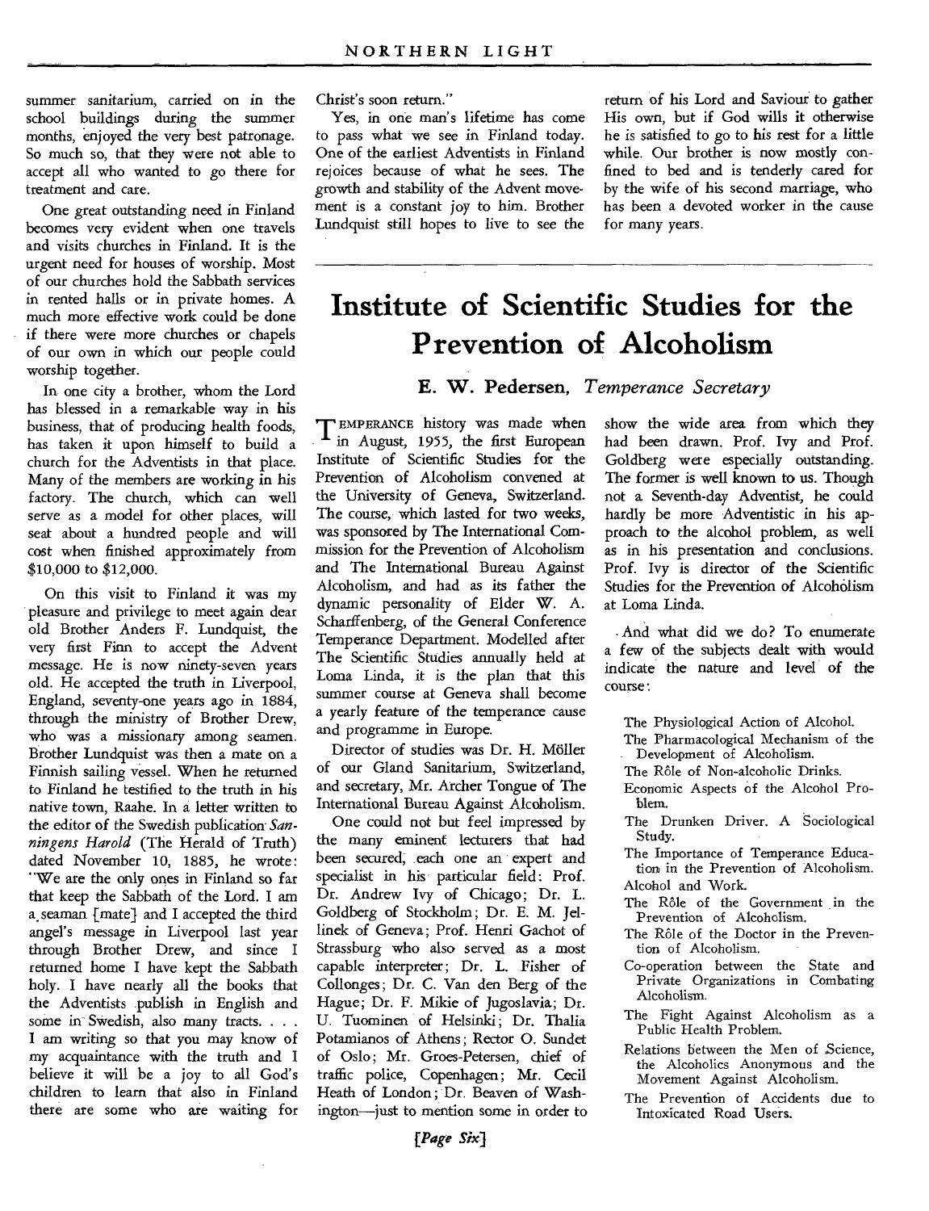summer sanitarium, carried on in the school buildings during the summer months, enjoyed the very best patronage. So much so, that they were not able to accept all who wanted to go there for treatment and care.

One great outstanding need in Finland becomes very evident when one travels and visits churches in Finland. It is the urgent need for houses of worship. Most of our churches hold the Sabbath services in rented halls or in private homes. A much more effective work could be done if there were more churches or chapels of our own in which our people could worship together.

In one city a brother, whom the Lord has blessed in a remarkable way in his business, that of producing health foods, has taken it upon himself to build a church for the Adventists in that place. Many of the members are working in his factory. The church, which can well serve as a model for other places, will seat about a hundred people and will cost when finished approximately from $10,000 to $12,000.

On this visit to Finland it was my pleasure and privilege to meet again dear old Brother Anders F. Lundquist, the very first Finn to accept the Advent message. He is now ninety-seven years old. He accepted the truth in Liverpool, England, seventy-one years ago in 1884, through the ministry of Brother Drew, who was a missionary among seamen. Brother Lundquist was then a mate on a Finnish sailing vessel. When he returned to Finland he testified to the truth in his native town, Raahe. In a letter written to the editor of the Swedish publication *Sanningens Harold* (The Herald of Truth) dated November 10, 1885, he wrote: "We are the only ones in Finland so far that keep the Sabbath of the Lord. I am a seaman [mate] and I accepted the third angel's message in Liverpool last year through Brother Drew, and since I returned home I have kept the Sabbath holy. I have nearly all the books that the Adventists publish in English and some in Swedish, also many tracts. . . . I am writing so that you may know of my acquaintance with the truth and I believe it will be a joy to all God's children to learn that also in Finland there are some who are waiting for Christ's soon return."

Yes, in one man's lifetime has come to pass what we see in Finland today. One of the earliest Adventists in Finland rejoices because of what he sees. The growth and stability of the Advent movement is a constant joy to him. Brother Lundquist still hopes to live to see the return of his Lord and Saviour to gather His own, but if God wills it otherwise he is satisfied to go to his rest for a little while. Our brother is now mostly confined to bed and is tenderly cared for by the wife of his second marriage, who has been a devoted worker in the cause for many years.

# Institute of Scientific Studies for the Prevention of Alcoholism

### E. W. Pedersen, *Temperance Secretary*

TEMPERANCE history was made when in August, 1955, the first European Institute of Scientific Studies for the Prevention of Alcoholism convened at the University of Geneva, Switzerland. The course, which lasted for two weeks, was sponsored by The International Commission for the Prevention of Alcoholism and The International Bureau Against Alcoholism, and had as its father the dynamic personality of Elder W. A. Scharffenberg, of the General Conference Temperance Department. Modelled after The Scientific Studies annually held at Loma Linda, it is the plan that this summer course at Geneva shall become a yearly feature of the temperance cause and programme in Europe.

Director of studies was Dr. H. Möller of our Gland Sanitarium, Switzerland, and secretary, Mr. Archer Tongue of The International Bureau Against Alcoholism.

One could not but feel impressed by the many eminent lecturers that had been secured, each one an expert and specialist in his particular field: Prof. Dr. Andrew Ivy of Chicago; Dr. L. Goldberg of Stockholm; Dr. E. M. Jellinek of Geneva; Prof. Henri Gachot of Strassburg who also served as a most capable interpreter; Dr. L. Fisher of Collonges; Dr. C. Van den Berg of the Hague; Dr. F. Mikic of Jugoslavia; Dr. U. Tuominen of Helsinki; Dr. Thalia Potamianos of Athens; Rector O. Sundet of Oslo; Mr. Groes-Petersen, chief of traffic police, Copenhagen; Mr. Cecil Heath of London; Dr. Beaven of Washington—just to mention some in order to show the wide area from which they had been drawn. Prof. Ivy and Prof. Goldberg were especially outstanding. The former is well known to us. Though not a Seventh-day Adventist, he could hardly be more Adventistic in his approach to the alcohol problem, as well as in his presentation and conclusions. Prof. Ivy is director of the Scientific Studies for the Prevention of Alcoholism at Loma Linda.

And what did we do? To enumerate a few of the subjects dealt with would indicate the nature and level of the course:

- The Physiological Action of Alcohol.
- The Pharmacological Mechanism of the Development of Alcoholism.
- The Rôle of Non-alcoholic Drinks.
- Economic Aspects of the Alcohol Problem.
- The Drunken Driver. A Sociological Study.
- The Importance of Temperance Education in the Prevention of Alcoholism.
- Alcohol and Work.
- The Rôle of the Government in the Prevention of Alcoholism.
- The Rôle of the Doctor in the Prevention of Alcoholism.
- Co-operation between the State and Private Organizations in Combating Alcoholism.
- The Fight Against Alcoholism as a Public Health Problem.
- Relations between the Men of Science, the Alcoholics Anonymous and the Movement Against Alcoholism.
- The Prevention of Accidents due to Intoxicated Road Users.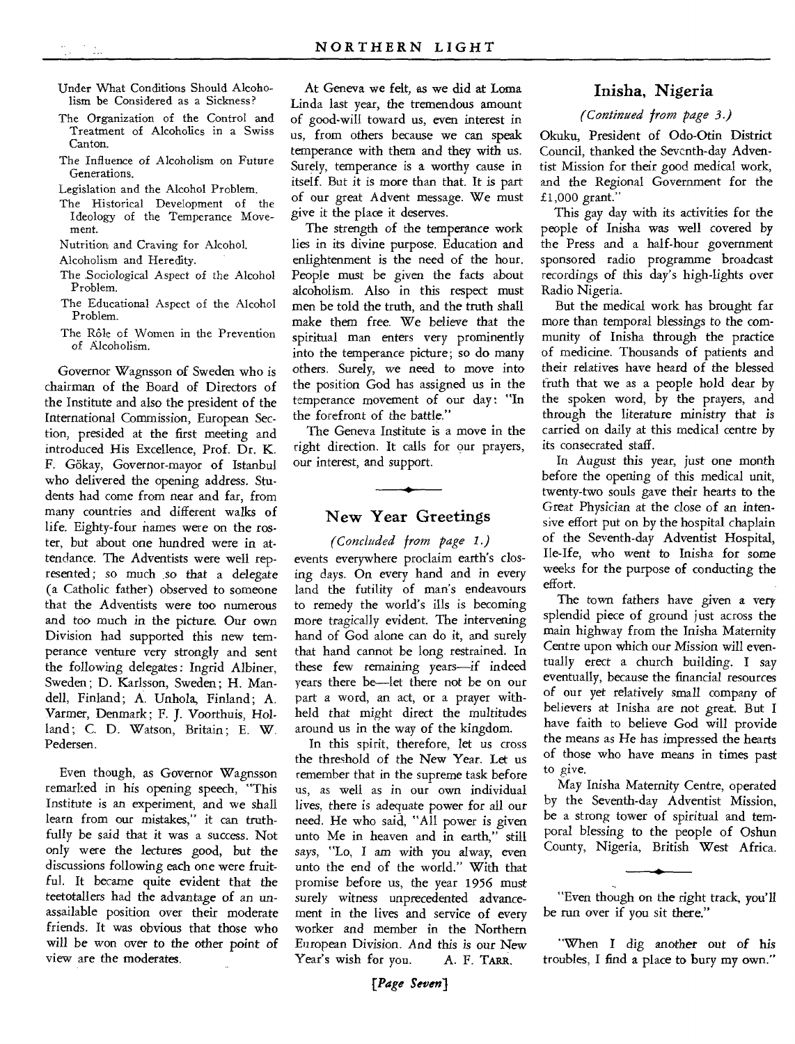- Under What Conditions Should Alcoholism be Considered as a Sickness?
- The Organization of the Control and Treatment of Alcoholics in a Swiss Canton.
- The Influence of Alcoholism on Future Generations.
- Legislation and the Alcohol Problem.
- The Historical Development of the Ideology of the Temperance Movement.
- Nutrition and Craving for Alcohol.
- Alcoholism and Heredity.
- The Sociological Aspect of the Alcohol Problem.
- The Educational Aspect of the Alcohol Problem.
- The Rôle of Women in the Prevention of Alcoholism.

Governor Wagnsson of Sweden who is chairman of the Board of Directors of the Institute and also the president of the International Commission, European Section, presided at the first meeting and introduced His Excellence, Prof. Dr. K. F. Gökay, Governor-mayor of Istanbul who delivered the opening address. Students had come from near and far, from many countries and different walks of life. Eighty-four names were on the roster, but about one hundred were in attendance. The Adventists were well represented; so much so that a delegate (a Catholic father) observed to someone that the Adventists were too numerous and too much in the picture. Our own Division had supported this new temperance venture very strongly and sent the following delegates: Ingrid Albiner, Sweden; D. Karlsson, Sweden; H. Mandell, Finland; A. Unhola, Finland; A. Varmer, Denmark; F. J. Voorthuis, Holland; C. D. Watson, Britain; E. W. Pedersen.

Even though, as Governor Wagnsson remarked in his opening speech, "This Institute is an experiment, and we shall learn from our mistakes," it can truthfully be said that it was a success. Not only were the lectures good, but the discussions following each one were fruitful. It became quite evident that the teetotallers had the advantage of an unassailable position over their moderate friends. It was obvious that those who will be won over to the other point of view are the moderates.

At Geneva we felt, as we did at Loma Linda last year, the tremendous amount of good-will toward us, even interest in us, from others because we can speak temperance with them and they with us. Surely, temperance is a worthy cause in itself. But it is more than that. It is part of our great Advent message. We must give it the place it deserves.

The strength of the temperance work lies in its divine purpose. Education and enlightenment is the need of the hour. People must be given the facts about alcoholism. Also in this respect must men be told the truth, and the truth shall make them free. We believe that the spiritual man enters very prominently into the temperance picture; so do many others. Surely, we need to move into the position God has assigned us in the temperance movement of our day: "In the forefront of the battle."

The Geneva Institute is a move in the right direction. It calls for our prayers, our interest, and support.

## New Year Greetings

*(Concluded from page 1.)*

events everywhere proclaim earth's closing days. On every hand and in every land the futility of man's endeavours to remedy the world's ills is becoming more tragically evident. The intervening hand of God alone can do it, and surely that hand cannot be long restrained. In these few remaining years—if indeed years there be—let there not be on our part a word, an act, or a prayer withheld that might direct the multitudes around us in the way of the kingdom.

In this spirit, therefore, let us cross the threshold of the New Year. Let us remember that in the supreme task before us, as well as in our own individual lives, there is adequate power for all our need. He who said, "All power is given unto Me in heaven and in earth," still says, "Lo, I am with you alway, even unto the end of the world." With that promise before us, the year 1956 must surely witness unprecedented advancement in the lives and service of every worker and member in the Northern European Division. And this is our New Year's wish for you. A. F. TARR.

## Inisha, Nigeria

*(Continued from page 3.)*

Okuku, President of Odo-Otin District Council, thanked the Seventh-day Adventist Mission for their good medical work, and the Regional Government for the £1,000 grant."

This gay day with its activities for the people of Inisha was well covered by the Press and a half-hour government sponsored radio programme broadcast recordings of this day's high-lights over Radio Nigeria.

But the medical work has brought far more than temporal blessings to the community of Inisha through the practice of medicine. Thousands of patients and their relatives have heard of the blessed truth that we as a people hold dear by the spoken word, by the prayers, and through the literature ministry that is carried on daily at this medical centre by its consecrated staff.

In August this year, just one month before the opening of this medical unit, twenty-two souls gave their hearts to the Great Physician at the close of an intensive effort put on by the hospital chaplain of the Seventh-day Adventist Hospital, Ile-Ife, who went to Inisha for some weeks for the purpose of conducting the effort.

The town fathers have given a very splendid piece of ground just across the main highway from the Inisha Maternity Centre upon which our Mission will eventually erect a church building. I say eventually, because the financial resources of our yet relatively small company of believers at Inisha are not great. But I have faith to believe God will provide the means as He has impressed the hearts of those who have means in times past to give.

May Inisha Maternity Centre, operated by the Seventh-day Adventist Mission, be a strong tower of spiritual and temporal blessing to the people of Oshun County, Nigeria, British West Africa.

"Even though on the right track, you'll be run over if you sit there."

"When I dig another out of his troubles, I find a place to bury my own."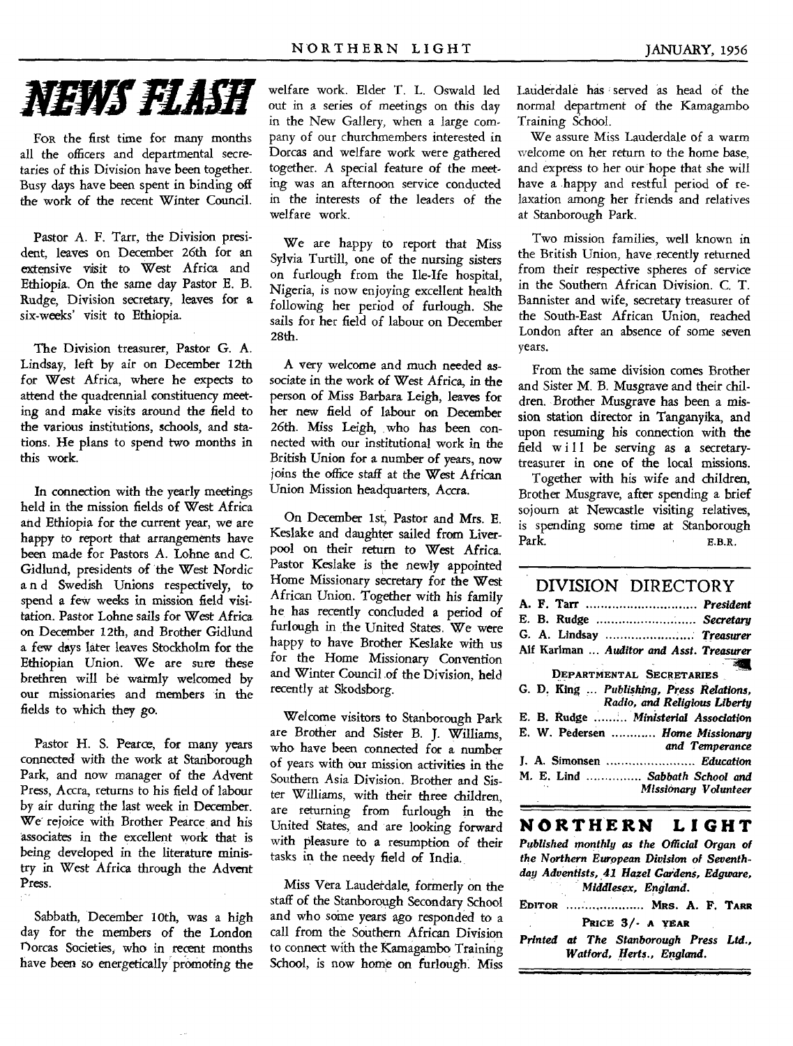# NEWS FLASH

For the first time for many months all the officers and departmental secretaries of this Division have been together. Busy days have been spent in binding off the work of the recent Winter Council.

Pastor A. F. Tarr, the Division president, leaves on December 26th for an extensive visit to West Africa and Ethiopia. On the same day Pastor E. B. Rudge, Division secretary, leaves for a six-weeks' visit to Ethiopia.

The Division treasurer, Pastor G. A. Lindsay, left by air on December 12th for West Africa, where he expects to attend the quadrennial constituency meeting and make visits around the field to the various institutions, schools, and stations. He plans to spend two months in this work.

In connection with the yearly meetings held in the mission fields of West Africa and Ethiopia for the current year, we are happy to report that arrangements have been made for Pastors A. Lohne and C. Gidlund, presidents of the West Nordic and Swedish Unions respectively, to spend a few weeks in mission field visitation. Pastor Lohne sails for West Africa on December 12th, and Brother Gidlund a few days later leaves Stockholm for the Ethiopian Union. We are sure these brethren will be warmly welcomed by our missionaries and members in the fields to which they go.

Pastor H. S. Pearce, for many years connected with the work at Stanborough Park, and now manager of the Advent Press, Accra, returns to his field of labour by air during the last week in December. We rejoice with Brother Pearce and his associates in the excellent work that is being developed in the literature ministry in West Africa through the Advent Press.

Sabbath, December 10th, was a high day for the members of the London Dorcas Societies, who in recent months have been so energetically promoting the welfare work. Elder T. L. Oswald led out in a series of meetings on this day in the New Gallery, when a large company of our churchmembers interested in Dorcas and welfare work were gathered together. A special feature of the meeting was an afternoon service conducted in the interests of the leaders of the welfare work.

We are happy to report that Miss Sylvia Turtill, one of the nursing sisters on furlough from the Ile-Ife hospital, Nigeria, is now enjoying excellent health following her period of furlough. She sails for her field of labour on December 28th.

A very welcome and much needed associate in the work of West Africa, in the person of Miss Barbara Leigh, leaves for her new field of labour on December 26th. Miss Leigh, who has been connected with our institutional work in the British Union for a number of years, now joins the office staff at the West African Union Mission headquarters, Accra.

On December 1st, Pastor and Mrs. E. Keslake and daughter sailed from Liverpool on their return to West Africa. Pastor Keslake is the newly appointed Home Missionary secretary for the West African Union. Together with his family he has recently concluded a period of furlough in the United States. We were happy to have Brother Keslake with us for the Home Missionary Convention and Winter Council of the Division, held recently at Skodsborg.

Welcome visitors to Stanborough Park are Brother and Sister B. J. Williams, who have been connected for a number of years with our mission activities in the Southern Asia Division. Brother and Sister Williams, with their three children, are returning from furlough in the United States, and are looking forward with pleasure to a resumption of their tasks in the needy field of India.

Miss Vera Lauderdale, formerly on the staff of the Stanborough Secondary School and who some years ago responded to a call from the Southern African Division to connect with the Kamagambo Training School, is now home on furlough. Miss Lauderdale has served as head of the normal department of the Kamagambo Training School.

We assure Miss Lauderdale of a warm welcome on her return to the home base, and express to her our hope that she will have a happy and restful period of relaxation among her friends and relatives at Stanborough Park.

Two mission families, well known in the British Union, have recently returned from their respective spheres of service in the Southern African Division. C. T. Bannister and wife, secretary treasurer of the South-East African Union, reached London after an absence of some seven years.

From the same division comes Brother and Sister M. B. Musgrave and their children. Brother Musgrave has been a mission station director in Tanganyika, and upon resuming his connection with the field will be serving as a secretary-treasurer in one of the local missions.

Together with his wife and children, Brother Musgrave, after spending a brief sojourn at Newcastle visiting relatives, is spending some time at Stanborough Park.

E.B.R.

## DIVISION DIRECTORY

A. F. Tarr ............ *President*
E. B. Rudge ............ *Secretary*
G. A. Lindsay ............ *Treasurer*
Alf Karlman ... *Auditor and Asst. Treasurer*

DEPARTMENTAL SECRETARIES

G. D. King ... *Publishing, Press Relations, Radio, and Religious Liberty*
E. B. Rudge ......... *Ministerial Association*
E. W. Pedersen ............ *Home Missionary and Temperance*
J. A. Simonsen ............ *Education*
M. E. Lind ............ *Sabbath School and Missionary Volunteer*

## NORTHERN LIGHT

*Published monthly as the Official Organ of the Northern European Division of Seventh-day Adventists, 41 Hazel Gardens, Edgware, Middlesex, England.*

EDITOR ............ MRS. A. F. TARR

PRICE 3/- A YEAR

*Printed at The Stanborough Press Ltd., Watford, Herts., England.*